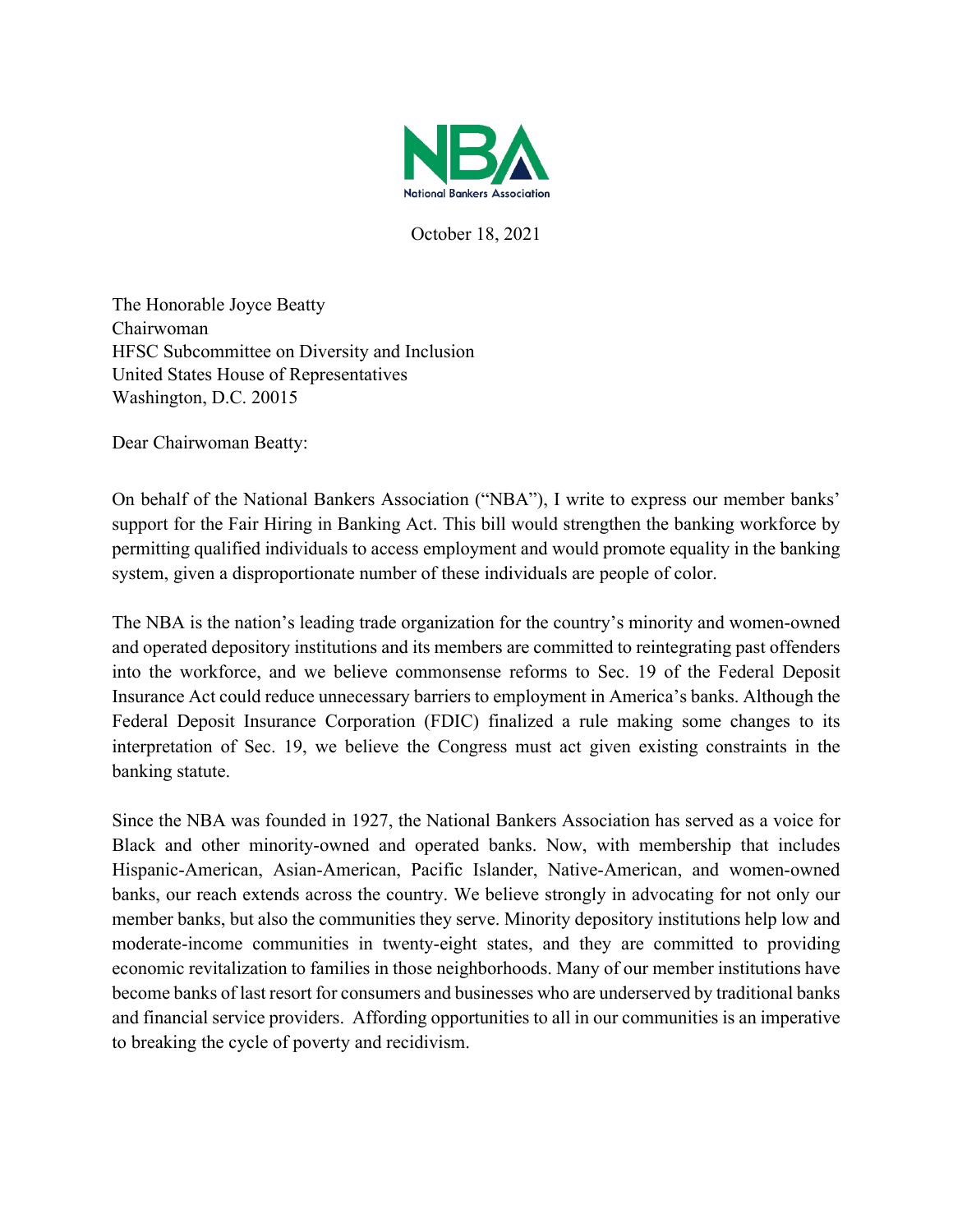National Bankers Association

October 18, 2021

The Honorable Joyce Beatty
Chairwoman
HFSC Subcommittee on Diversity and Inclusion
United States House of Representatives
Washington, D.C. 20015

Dear Chairwoman Beatty:

On behalf of the National Bankers Association ("NBA"), I write to express our member banks' support for the Fair Hiring in Banking Act. This bill would strengthen the banking workforce by permitting qualified individuals to access employment and would promote equality in the banking system, given a disproportionate number of these individuals are people of color.

The NBA is the nation's leading trade organization for the country's minority and women-owned and operated depository institutions and its members are committed to reintegrating past offenders into the workforce, and we believe commonsense reforms to Sec. 19 of the Federal Deposit Insurance Act could reduce unnecessary barriers to employment in America's banks. Although the Federal Deposit Insurance Corporation (FDIC) finalized a rule making some changes to its interpretation of Sec. 19, we believe the Congress must act given existing constraints in the banking statute.

Since the NBA was founded in 1927, the National Bankers Association has served as a voice for Black and other minority-owned and operated banks. Now, with membership that includes Hispanic-American, Asian-American, Pacific Islander, Native-American, and women-owned banks, our reach extends across the country. We believe strongly in advocating for not only our member banks, but also the communities they serve. Minority depository institutions help low and moderate-income communities in twenty-eight states, and they are committed to providing economic revitalization to families in those neighborhoods. Many of our member institutions have become banks of last resort for consumers and businesses who are underserved by traditional banks and financial service providers. Affording opportunities to all in our communities is an imperative to breaking the cycle of poverty and recidivism.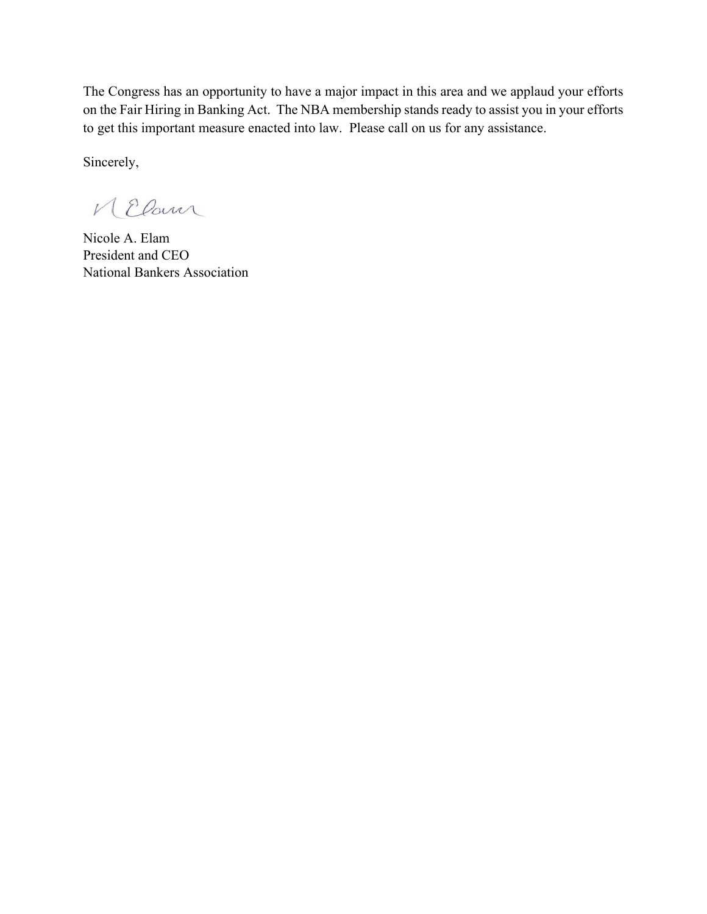The Congress has an opportunity to have a major impact in this area and we applaud your efforts on the Fair Hiring in Banking Act. The NBA membership stands ready to assist you in your efforts to get this important measure enacted into law. Please call on us for any assistance.

Sincerely,

Nicole A. Elam  
President and CEO  
National Bankers Association